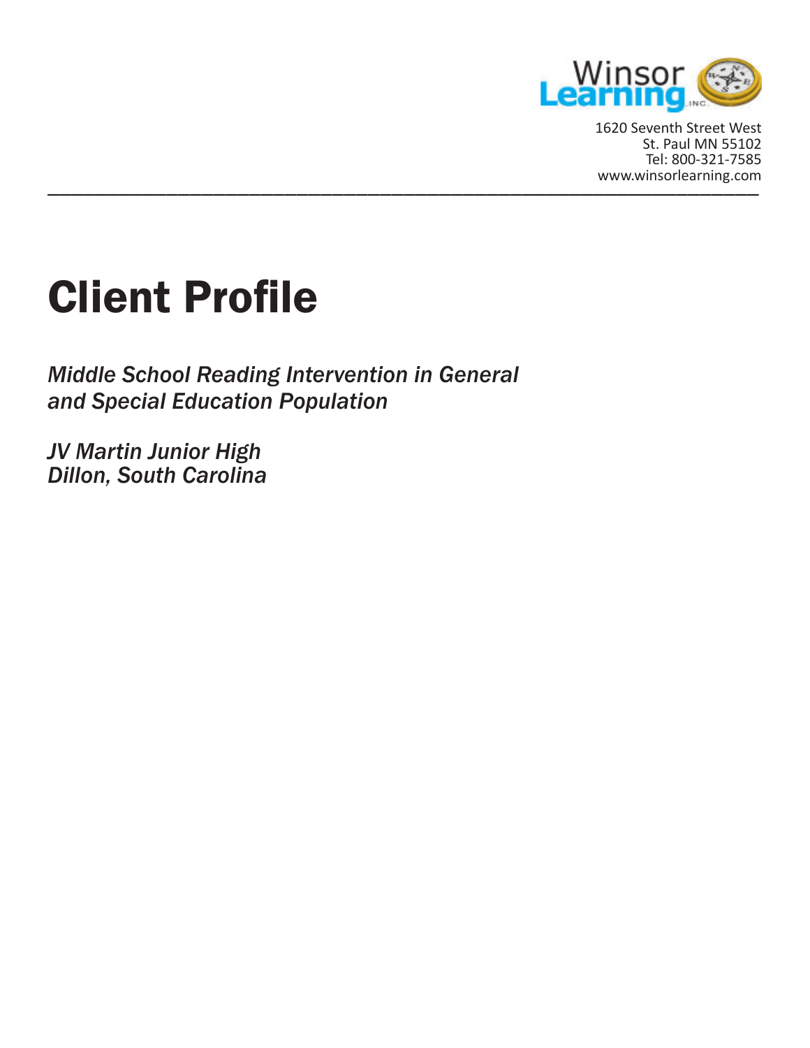Winsor Learning INC.

1620 Seventh Street West
St. Paul MN 55102
Tel: 800-321-7585
www.winsorlearning.com

# Client Profile

*Middle School Reading Intervention in General and Special Education Population*

*JV Martin Junior High*
*Dillon, South Carolina*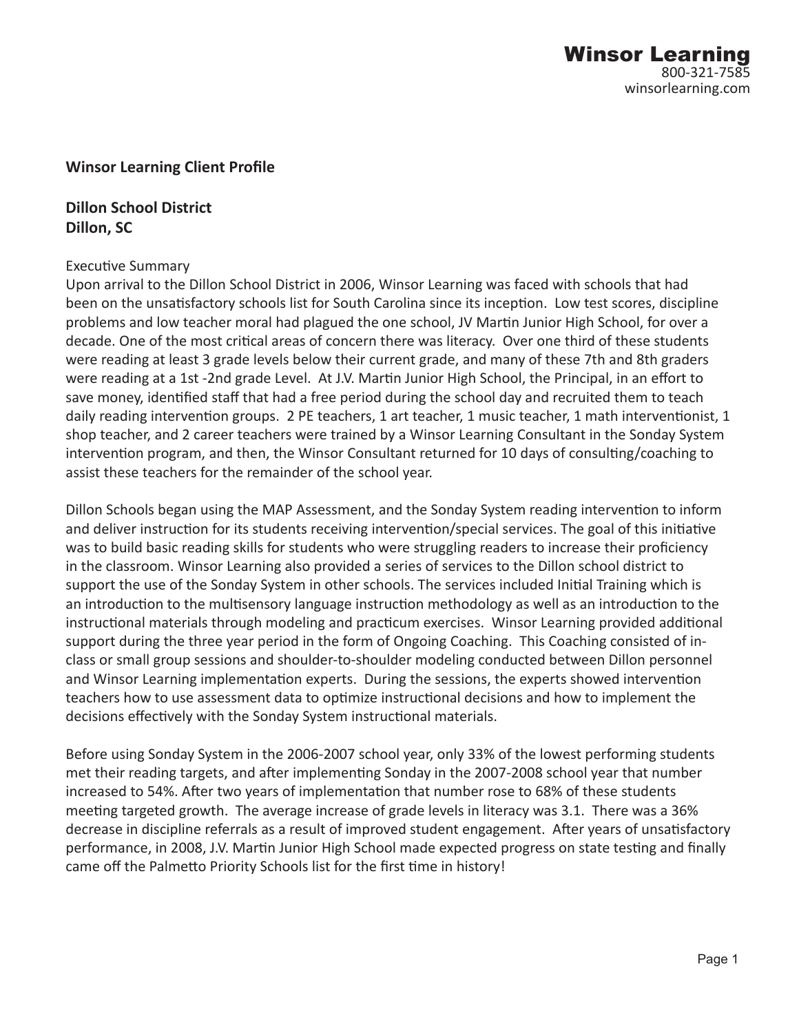**Winsor Learning Client Profile**

**Dillon School District**
**Dillon, SC**

Executive Summary

Upon arrival to the Dillon School District in 2006, Winsor Learning was faced with schools that had been on the unsatisfactory schools list for South Carolina since its inception. Low test scores, discipline problems and low teacher moral had plagued the one school, JV Martin Junior High School, for over a decade. One of the most critical areas of concern there was literacy. Over one third of these students were reading at least 3 grade levels below their current grade, and many of these 7th and 8th graders were reading at a 1st -2nd grade Level. At J.V. Martin Junior High School, the Principal, in an effort to save money, identified staff that had a free period during the school day and recruited them to teach daily reading intervention groups. 2 PE teachers, 1 art teacher, 1 music teacher, 1 math interventionist, 1 shop teacher, and 2 career teachers were trained by a Winsor Learning Consultant in the Sonday System intervention program, and then, the Winsor Consultant returned for 10 days of consulting/coaching to assist these teachers for the remainder of the school year.

Dillon Schools began using the MAP Assessment, and the Sonday System reading intervention to inform and deliver instruction for its students receiving intervention/special services. The goal of this initiative was to build basic reading skills for students who were struggling readers to increase their proficiency in the classroom. Winsor Learning also provided a series of services to the Dillon school district to support the use of the Sonday System in other schools. The services included Initial Training which is an introduction to the multisensory language instruction methodology as well as an introduction to the instructional materials through modeling and practicum exercises. Winsor Learning provided additional support during the three year period in the form of Ongoing Coaching. This Coaching consisted of in-class or small group sessions and shoulder-to-shoulder modeling conducted between Dillon personnel and Winsor Learning implementation experts. During the sessions, the experts showed intervention teachers how to use assessment data to optimize instructional decisions and how to implement the decisions effectively with the Sonday System instructional materials.

Before using Sonday System in the 2006-2007 school year, only 33% of the lowest performing students met their reading targets, and after implementing Sonday in the 2007-2008 school year that number increased to 54%. After two years of implementation that number rose to 68% of these students meeting targeted growth. The average increase of grade levels in literacy was 3.1. There was a 36% decrease in discipline referrals as a result of improved student engagement. After years of unsatisfactory performance, in 2008, J.V. Martin Junior High School made expected progress on state testing and finally came off the Palmetto Priority Schools list for the first time in history!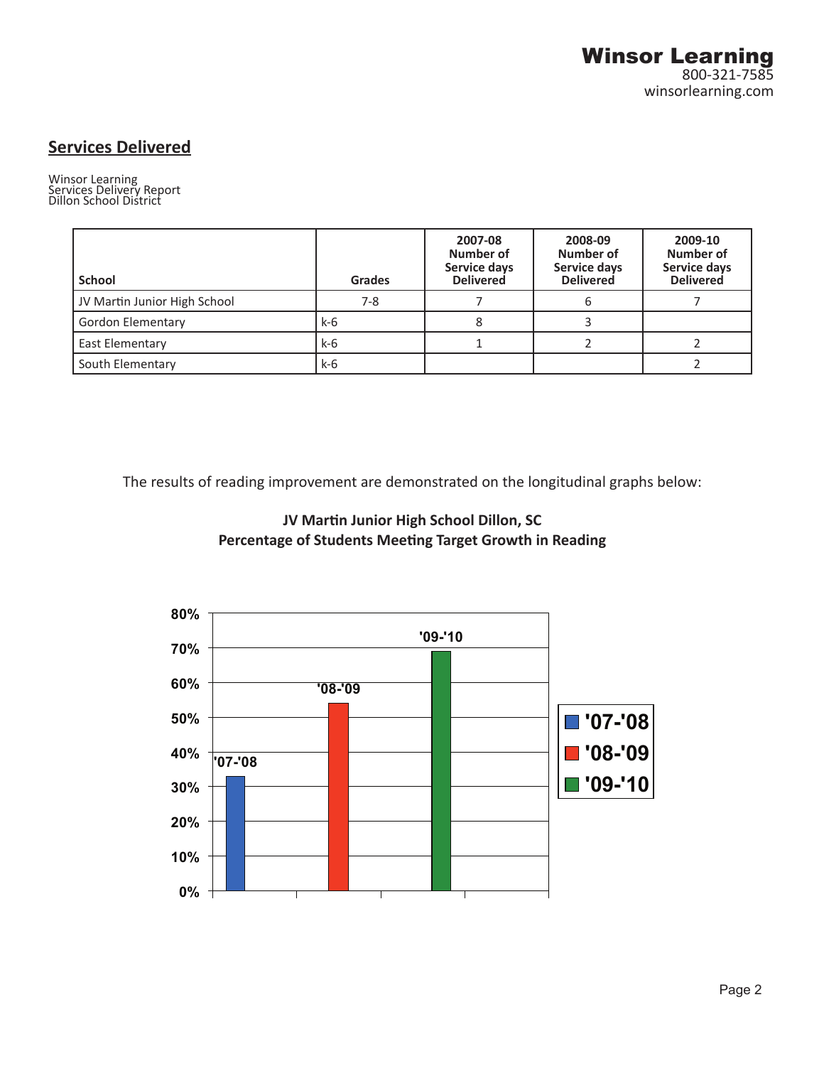## Services Delivered

Winsor Learning
Services Delivery Report
Dillon School District

| School | Grades | 2007-08 Number of Service days Delivered | 2008-09 Number of Service days Delivered | 2009-10 Number of Service days Delivered |
|---|---|---|---|---|
| JV Martin Junior High School | 7-8 | 7 | 6 | 7 |
| Gordon Elementary | k-6 | 8 | 3 | |
| East Elementary | k-6 | 1 | 2 | 2 |
| South Elementary | k-6 | | | 2 |

The results of reading improvement are demonstrated on the longitudinal graphs below:

**JV Martin Junior High School Dillon, SC**
**Percentage of Students Meeting Target Growth in Reading**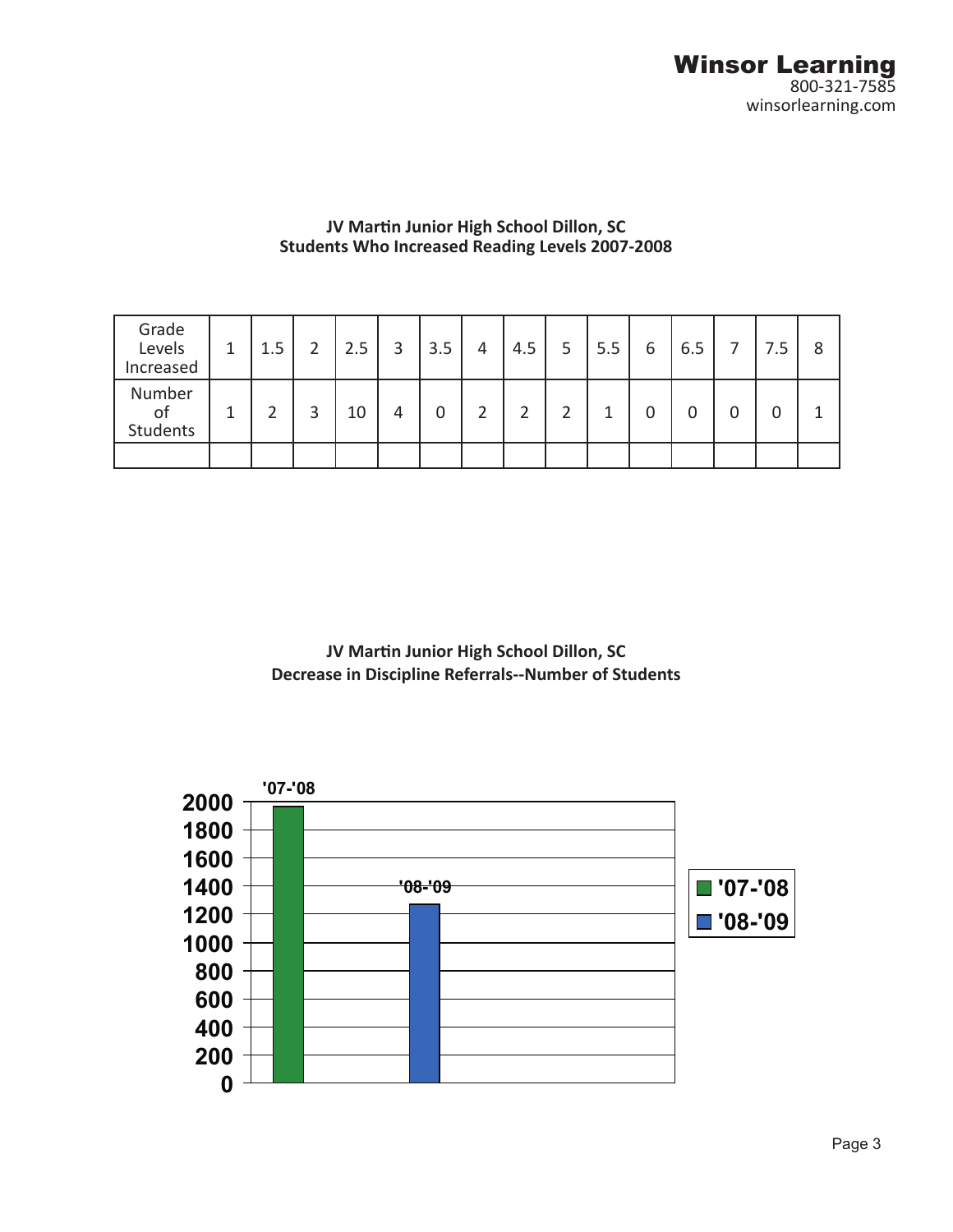Winsor Learning
800-321-7585
winsorlearning.com

**JV Martin Junior High School Dillon, SC**
**Students Who Increased Reading Levels 2007-2008**

| Grade Levels Increased | 1 | 1.5 | 2 | 2.5 | 3 | 3.5 | 4 | 4.5 | 5 | 5.5 | 6 | 6.5 | 7 | 7.5 | 8 |
|---|---|---|---|---|---|---|---|---|---|---|---|---|---|---|---|
| Number of Students | 1 | 2 | 3 | 10 | 4 | 0 | 2 | 2 | 2 | 1 | 0 | 0 | 0 | 0 | 1 |
| | | | | | | | | | | | | | | | |

**JV Martin Junior High School Dillon, SC**
**Decrease in Discipline Referrals--Number of Students**

'07-'08
'08-'09
2000
1800
1600
1400
1200
1000
800
600
400
200
0
'07-'08
'08-'09